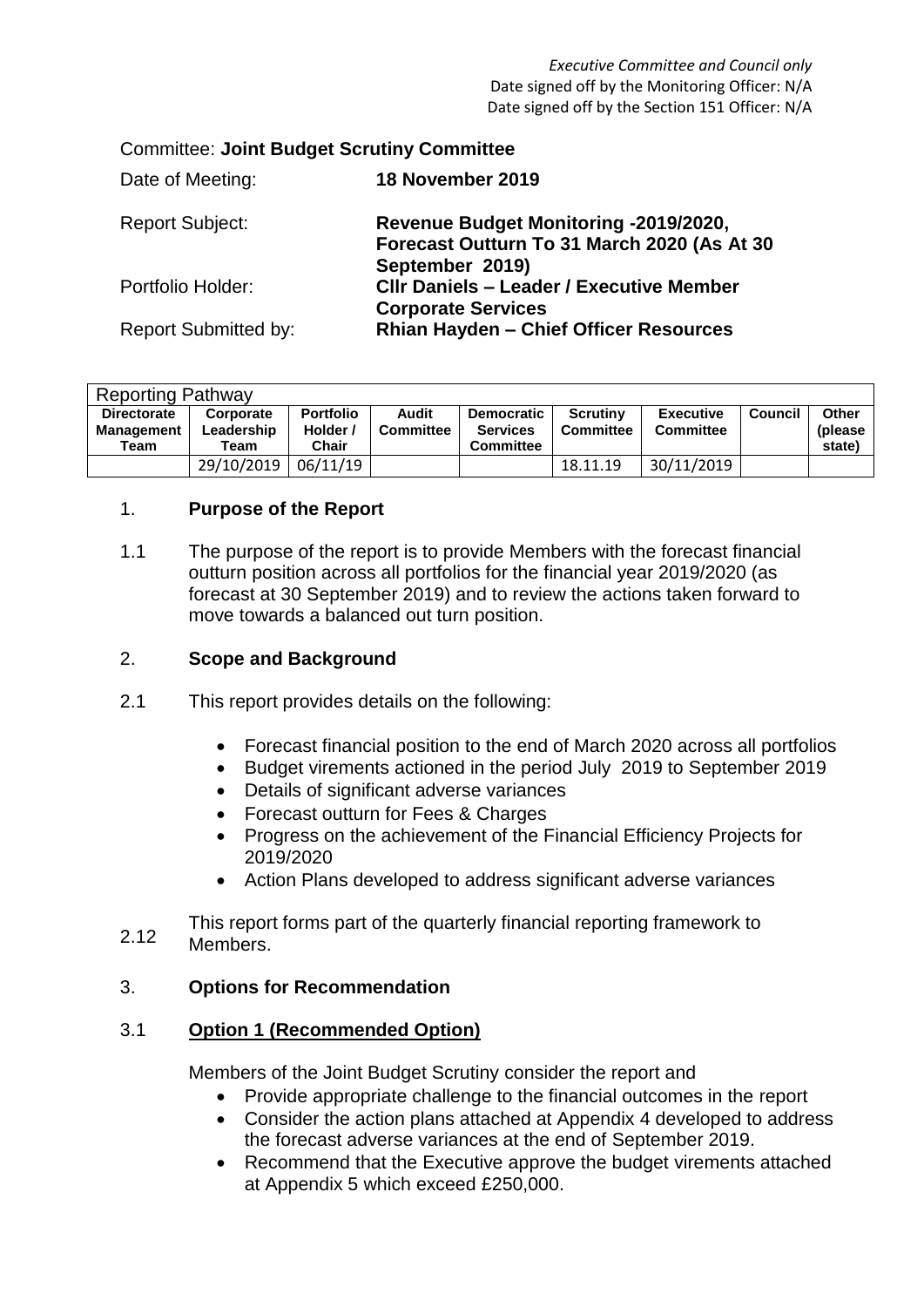*Executive Committee and Council only*
Date signed off by the Monitoring Officer: N/A
Date signed off by the Section 151 Officer: N/A

Committee: **Joint Budget Scrutiny Committee**

| | |
|---|---|
| Date of Meeting: | **18 November 2019** |
| Report Subject: | **Revenue Budget Monitoring -2019/2020, Forecast Outturn To 31 March 2020 (As At 30 September 2019)** |
| Portfolio Holder: | **Cllr Daniels – Leader / Executive Member Corporate Services** |
| Report Submitted by: | **Rhian Hayden – Chief Officer Resources** |

| Reporting Pathway | | | | | | | | |
|---|---|---|---|---|---|---|---|---|
| **Directorate Management Team** | **Corporate Leadership Team** | **Portfolio Holder / Chair** | **Audit Committee** | **Democratic Services Committee** | **Scrutiny Committee** | **Executive Committee** | **Council** | **Other (please state)** |
| | 29/10/2019 | 06/11/19 | | | 18.11.19 | 30/11/2019 | | |

## 1. Purpose of the Report

1.1 The purpose of the report is to provide Members with the forecast financial outturn position across all portfolios for the financial year 2019/2020 (as forecast at 30 September 2019) and to review the actions taken forward to move towards a balanced out turn position.

## 2. Scope and Background

2.1 This report provides details on the following:

- Forecast financial position to the end of March 2020 across all portfolios
- Budget virements actioned in the period July 2019 to September 2019
- Details of significant adverse variances
- Forecast outturn for Fees & Charges
- Progress on the achievement of the Financial Efficiency Projects for 2019/2020
- Action Plans developed to address significant adverse variances

2.12 This report forms part of the quarterly financial reporting framework to Members.

## 3. Options for Recommendation

### 3.1 Option 1 (Recommended Option)

Members of the Joint Budget Scrutiny consider the report and

- Provide appropriate challenge to the financial outcomes in the report
- Consider the action plans attached at Appendix 4 developed to address the forecast adverse variances at the end of September 2019.
- Recommend that the Executive approve the budget virements attached at Appendix 5 which exceed £250,000.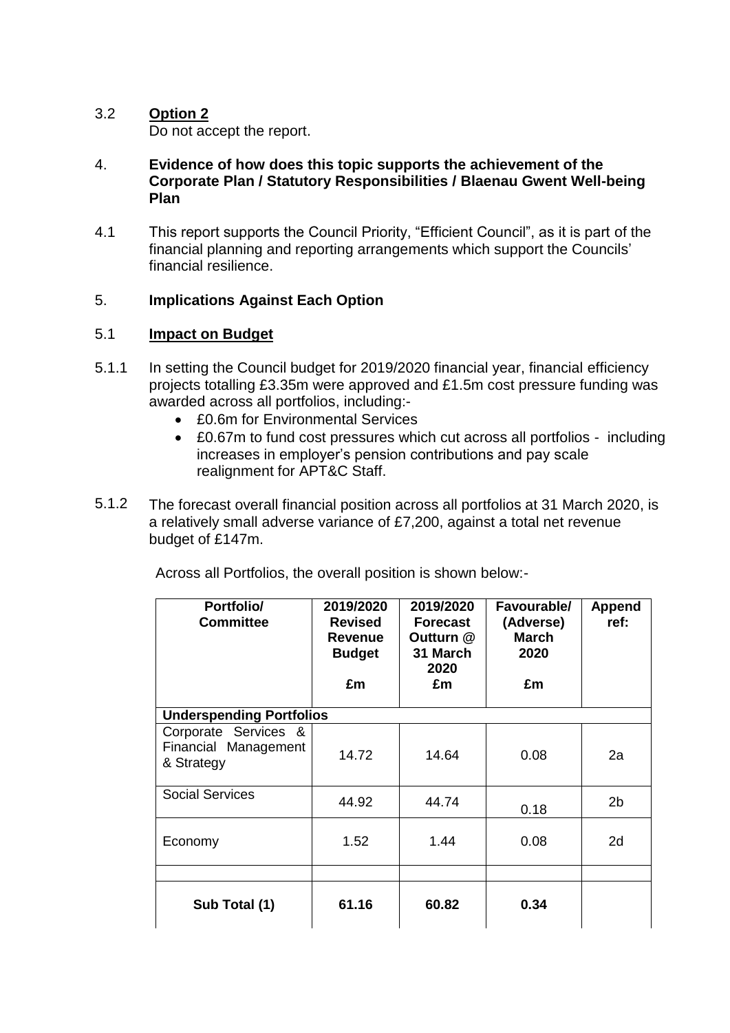3.2 **Option 2**

Do not accept the report.

4. **Evidence of how does this topic supports the achievement of the Corporate Plan / Statutory Responsibilities / Blaenau Gwent Well-being Plan**

4.1 This report supports the Council Priority, "Efficient Council", as it is part of the financial planning and reporting arrangements which support the Councils' financial resilience.

5. **Implications Against Each Option**

5.1 **Impact on Budget**

5.1.1 In setting the Council budget for 2019/2020 financial year, financial efficiency projects totalling £3.35m were approved and £1.5m cost pressure funding was awarded across all portfolios, including:-

- £0.6m for Environmental Services
- £0.67m to fund cost pressures which cut across all portfolios - including increases in employer's pension contributions and pay scale realignment for APT&C Staff.

5.1.2 The forecast overall financial position across all portfolios at 31 March 2020, is a relatively small adverse variance of £7,200, against a total net revenue budget of £147m.

Across all Portfolios, the overall position is shown below:-

| Portfolio/ Committee | 2019/2020 Revised Revenue Budget £m | 2019/2020 Forecast Outturn @ 31 March 2020 £m | Favourable/ (Adverse) March 2020 £m | Append ref: |
|---|---|---|---|---|
| **Underspending Portfolios** | | | | |
| Corporate Services & Financial Management & Strategy | 14.72 | 14.64 | 0.08 | 2a |
| Social Services | 44.92 | 44.74 | 0.18 | 2b |
| Economy | 1.52 | 1.44 | 0.08 | 2d |
| | | | | |
| **Sub Total (1)** | **61.16** | **60.82** | **0.34** | |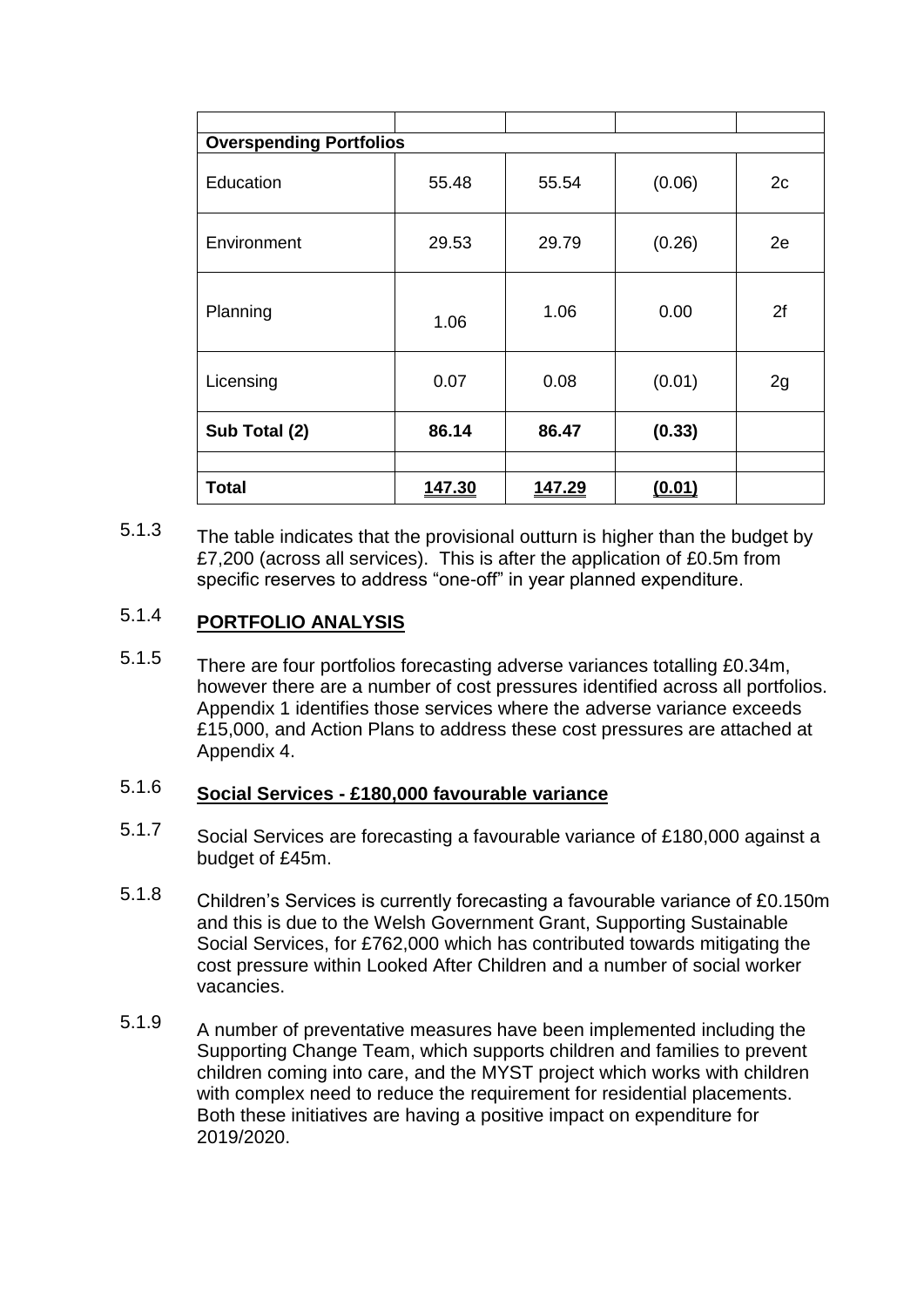| | | | | |
|---|---|---|---|---|
| **Overspending Portfolios** | | | | |
| Education | 55.48 | 55.54 | (0.06) | 2c |
| Environment | 29.53 | 29.79 | (0.26) | 2e |
| Planning | 1.06 | 1.06 | 0.00 | 2f |
| Licensing | 0.07 | 0.08 | (0.01) | 2g |
| **Sub Total (2)** | **86.14** | **86.47** | **(0.33)** | |
| | | | | |
| **Total** | **147.30** | **147.29** | **(0.01)** | |

5.1.3 The table indicates that the provisional outturn is higher than the budget by £7,200 (across all services). This is after the application of £0.5m from specific reserves to address "one-off" in year planned expenditure.

5.1.4 **PORTFOLIO ANALYSIS**

5.1.5 There are four portfolios forecasting adverse variances totalling £0.34m, however there are a number of cost pressures identified across all portfolios. Appendix 1 identifies those services where the adverse variance exceeds £15,000, and Action Plans to address these cost pressures are attached at Appendix 4.

5.1.6 **Social Services - £180,000 favourable variance**

5.1.7 Social Services are forecasting a favourable variance of £180,000 against a budget of £45m.

5.1.8 Children's Services is currently forecasting a favourable variance of £0.150m and this is due to the Welsh Government Grant, Supporting Sustainable Social Services, for £762,000 which has contributed towards mitigating the cost pressure within Looked After Children and a number of social worker vacancies.

5.1.9 A number of preventative measures have been implemented including the Supporting Change Team, which supports children and families to prevent children coming into care, and the MYST project which works with children with complex need to reduce the requirement for residential placements. Both these initiatives are having a positive impact on expenditure for 2019/2020.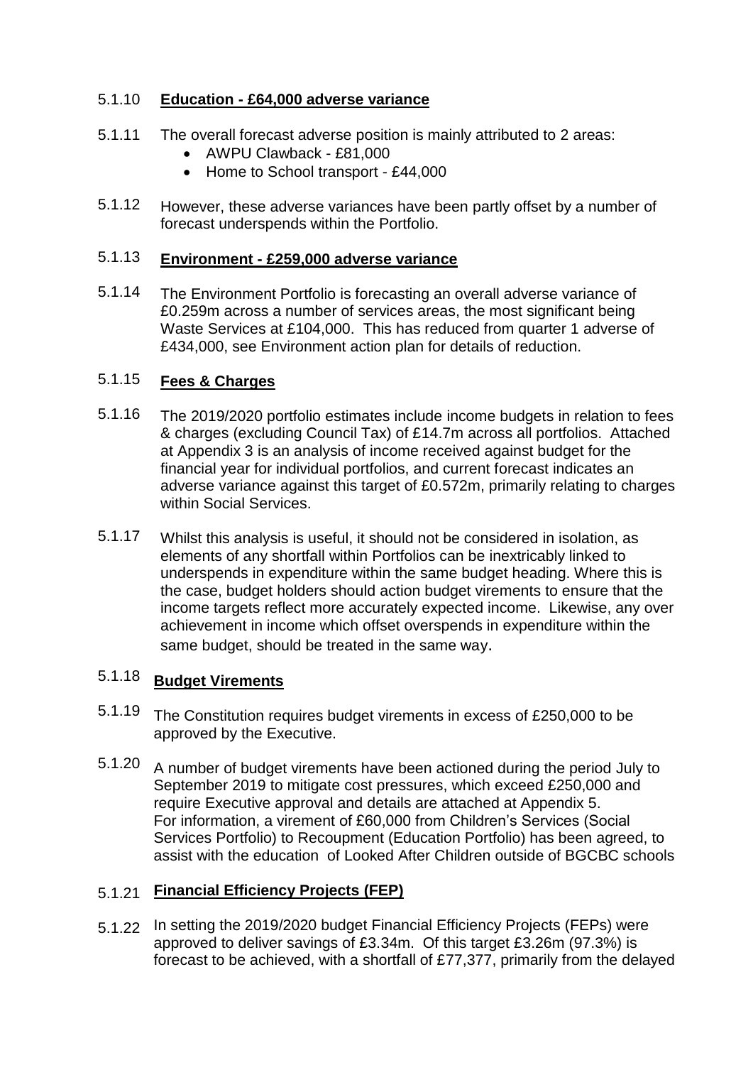5.1.10 **Education - £64,000 adverse variance**

5.1.11 The overall forecast adverse position is mainly attributed to 2 areas:

- AWPU Clawback - £81,000
- Home to School transport - £44,000

5.1.12 However, these adverse variances have been partly offset by a number of forecast underspends within the Portfolio.

5.1.13 **Environment - £259,000 adverse variance**

5.1.14 The Environment Portfolio is forecasting an overall adverse variance of £0.259m across a number of services areas, the most significant being Waste Services at £104,000. This has reduced from quarter 1 adverse of £434,000, see Environment action plan for details of reduction.

5.1.15 **Fees & Charges**

5.1.16 The 2019/2020 portfolio estimates include income budgets in relation to fees & charges (excluding Council Tax) of £14.7m across all portfolios. Attached at Appendix 3 is an analysis of income received against budget for the financial year for individual portfolios, and current forecast indicates an adverse variance against this target of £0.572m, primarily relating to charges within Social Services.

5.1.17 Whilst this analysis is useful, it should not be considered in isolation, as elements of any shortfall within Portfolios can be inextricably linked to underspends in expenditure within the same budget heading. Where this is the case, budget holders should action budget virements to ensure that the income targets reflect more accurately expected income. Likewise, any over achievement in income which offset overspends in expenditure within the same budget, should be treated in the same way.

5.1.18 **Budget Virements**

5.1.19 The Constitution requires budget virements in excess of £250,000 to be approved by the Executive.

5.1.20 A number of budget virements have been actioned during the period July to September 2019 to mitigate cost pressures, which exceed £250,000 and require Executive approval and details are attached at Appendix 5. For information, a virement of £60,000 from Children's Services (Social Services Portfolio) to Recoupment (Education Portfolio) has been agreed, to assist with the education of Looked After Children outside of BGCBC schools

5.1.21 **Financial Efficiency Projects (FEP)**

5.1.22 In setting the 2019/2020 budget Financial Efficiency Projects (FEPs) were approved to deliver savings of £3.34m. Of this target £3.26m (97.3%) is forecast to be achieved, with a shortfall of £77,377, primarily from the delayed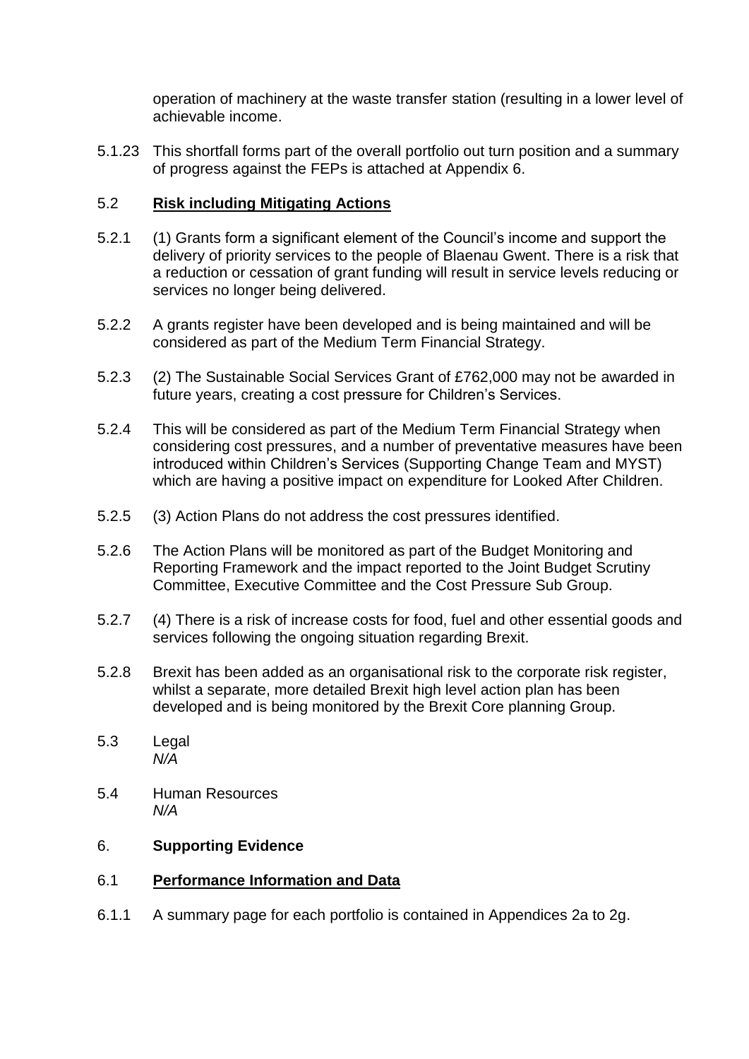operation of machinery at the waste transfer station (resulting in a lower level of achievable income.

5.1.23 This shortfall forms part of the overall portfolio out turn position and a summary of progress against the FEPs is attached at Appendix 6.

## 5.2 **Risk including Mitigating Actions**

5.2.1 (1) Grants form a significant element of the Council's income and support the delivery of priority services to the people of Blaenau Gwent. There is a risk that a reduction or cessation of grant funding will result in service levels reducing or services no longer being delivered.

5.2.2 A grants register have been developed and is being maintained and will be considered as part of the Medium Term Financial Strategy.

5.2.3 (2) The Sustainable Social Services Grant of £762,000 may not be awarded in future years, creating a cost pressure for Children's Services.

5.2.4 This will be considered as part of the Medium Term Financial Strategy when considering cost pressures, and a number of preventative measures have been introduced within Children's Services (Supporting Change Team and MYST) which are having a positive impact on expenditure for Looked After Children.

5.2.5 (3) Action Plans do not address the cost pressures identified.

5.2.6 The Action Plans will be monitored as part of the Budget Monitoring and Reporting Framework and the impact reported to the Joint Budget Scrutiny Committee, Executive Committee and the Cost Pressure Sub Group.

5.2.7 (4) There is a risk of increase costs for food, fuel and other essential goods and services following the ongoing situation regarding Brexit.

5.2.8 Brexit has been added as an organisational risk to the corporate risk register, whilst a separate, more detailed Brexit high level action plan has been developed and is being monitored by the Brexit Core planning Group.

5.3 Legal
*N/A*

5.4 Human Resources
*N/A*

## 6. **Supporting Evidence**

## 6.1 **Performance Information and Data**

6.1.1 A summary page for each portfolio is contained in Appendices 2a to 2g.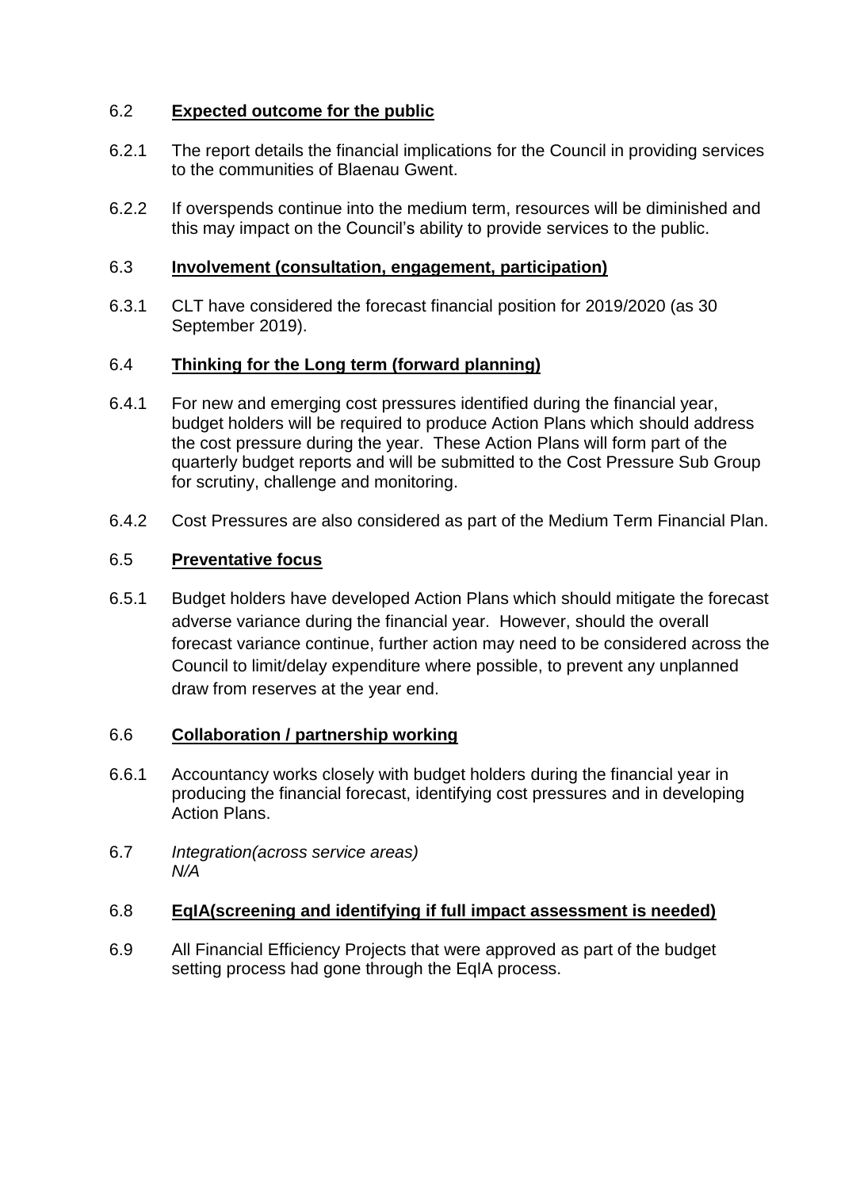6.2 **Expected outcome for the public**

6.2.1 The report details the financial implications for the Council in providing services to the communities of Blaenau Gwent.

6.2.2 If overspends continue into the medium term, resources will be diminished and this may impact on the Council's ability to provide services to the public.

6.3 **Involvement (consultation, engagement, participation)**

6.3.1 CLT have considered the forecast financial position for 2019/2020 (as 30 September 2019).

6.4 **Thinking for the Long term (forward planning)**

6.4.1 For new and emerging cost pressures identified during the financial year, budget holders will be required to produce Action Plans which should address the cost pressure during the year. These Action Plans will form part of the quarterly budget reports and will be submitted to the Cost Pressure Sub Group for scrutiny, challenge and monitoring.

6.4.2 Cost Pressures are also considered as part of the Medium Term Financial Plan.

6.5 **Preventative focus**

6.5.1 Budget holders have developed Action Plans which should mitigate the forecast adverse variance during the financial year. However, should the overall forecast variance continue, further action may need to be considered across the Council to limit/delay expenditure where possible, to prevent any unplanned draw from reserves at the year end.

6.6 **Collaboration / partnership working**

6.6.1 Accountancy works closely with budget holders during the financial year in producing the financial forecast, identifying cost pressures and in developing Action Plans.

6.7 *Integration(across service areas)*
*N/A*

6.8 **EqIA(screening and identifying if full impact assessment is needed)**

6.9 All Financial Efficiency Projects that were approved as part of the budget setting process had gone through the EqIA process.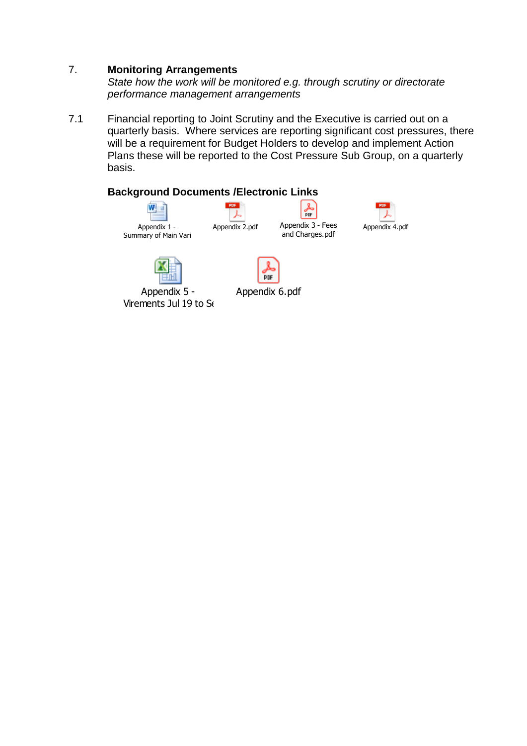7. **Monitoring Arrangements**
*State how the work will be monitored e.g. through scrutiny or directorate performance management arrangements*

7.1 Financial reporting to Joint Scrutiny and the Executive is carried out on a quarterly basis. Where services are reporting significant cost pressures, there will be a requirement for Budget Holders to develop and implement Action Plans these will be reported to the Cost Pressure Sub Group, on a quarterly basis.

**Background Documents /Electronic Links**

Appendix 1 - Summary of Main Vari

Appendix 2.pdf

Appendix 3 - Fees and Charges.pdf

Appendix 4.pdf

Appendix 5 - Virements Jul 19 to Se

Appendix 6.pdf